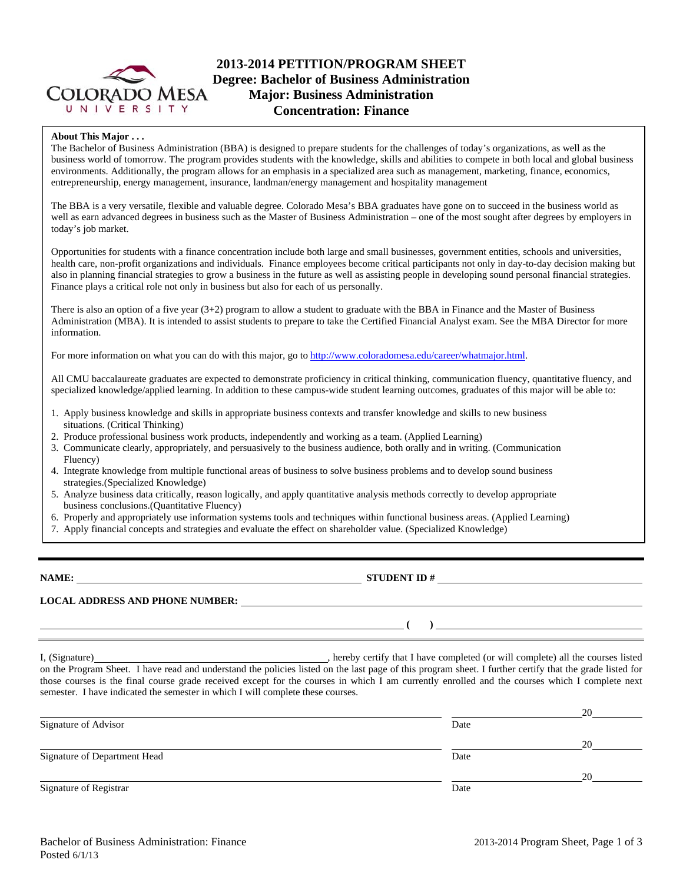# 2013-2014 PETITION/PROGRAM SHEET
## Degree: Bachelor of Business Administration
## Major: Business Administration
## Concentration: Finance

**About This Major . . .**

The Bachelor of Business Administration (BBA) is designed to prepare students for the challenges of today's organizations, as well as the business world of tomorrow. The program provides students with the knowledge, skills and abilities to compete in both local and global business environments. Additionally, the program allows for an emphasis in a specialized area such as management, marketing, finance, economics, entrepreneurship, energy management, insurance, landman/energy management and hospitality management

The BBA is a very versatile, flexible and valuable degree. Colorado Mesa's BBA graduates have gone on to succeed in the business world as well as earn advanced degrees in business such as the Master of Business Administration – one of the most sought after degrees by employers in today's job market.

Opportunities for students with a finance concentration include both large and small businesses, government entities, schools and universities, health care, non-profit organizations and individuals. Finance employees become critical participants not only in day-to-day decision making but also in planning financial strategies to grow a business in the future as well as assisting people in developing sound personal financial strategies. Finance plays a critical role not only in business but also for each of us personally.

There is also an option of a five year (3+2) program to allow a student to graduate with the BBA in Finance and the Master of Business Administration (MBA). It is intended to assist students to prepare to take the Certified Financial Analyst exam. See the MBA Director for more information.

For more information on what you can do with this major, go to http://www.coloradomesa.edu/career/whatmajor.html.

All CMU baccalaureate graduates are expected to demonstrate proficiency in critical thinking, communication fluency, quantitative fluency, and specialized knowledge/applied learning. In addition to these campus-wide student learning outcomes, graduates of this major will be able to:

1. Apply business knowledge and skills in appropriate business contexts and transfer knowledge and skills to new business situations. (Critical Thinking)
2. Produce professional business work products, independently and working as a team. (Applied Learning)
3. Communicate clearly, appropriately, and persuasively to the business audience, both orally and in writing. (Communication Fluency)
4. Integrate knowledge from multiple functional areas of business to solve business problems and to develop sound business strategies.(Specialized Knowledge)
5. Analyze business data critically, reason logically, and apply quantitative analysis methods correctly to develop appropriate business conclusions.(Quantitative Fluency)
6. Properly and appropriately use information systems tools and techniques within functional business areas. (Applied Learning)
7. Apply financial concepts and strategies and evaluate the effect on shareholder value. (Specialized Knowledge)

---

**NAME:** ______________________________ **STUDENT ID #** ______________________________

**LOCAL ADDRESS AND PHONE NUMBER:** ______________________________

______________________________ **( )** ______________________________

I, (Signature)______________________________, hereby certify that I have completed (or will complete) all the courses listed on the Program Sheet. I have read and understand the policies listed on the last page of this program sheet. I further certify that the grade listed for those courses is the final course grade received except for the courses in which I am currently enrolled and the courses which I complete next semester. I have indicated the semester in which I will complete these courses.

______________________________ ______________ 20______
Signature of Advisor Date

______________________________ ______________ 20______
Signature of Department Head Date

______________________________ ______________ 20______
Signature of Registrar Date

Bachelor of Business Administration: Finance
Posted 6/1/13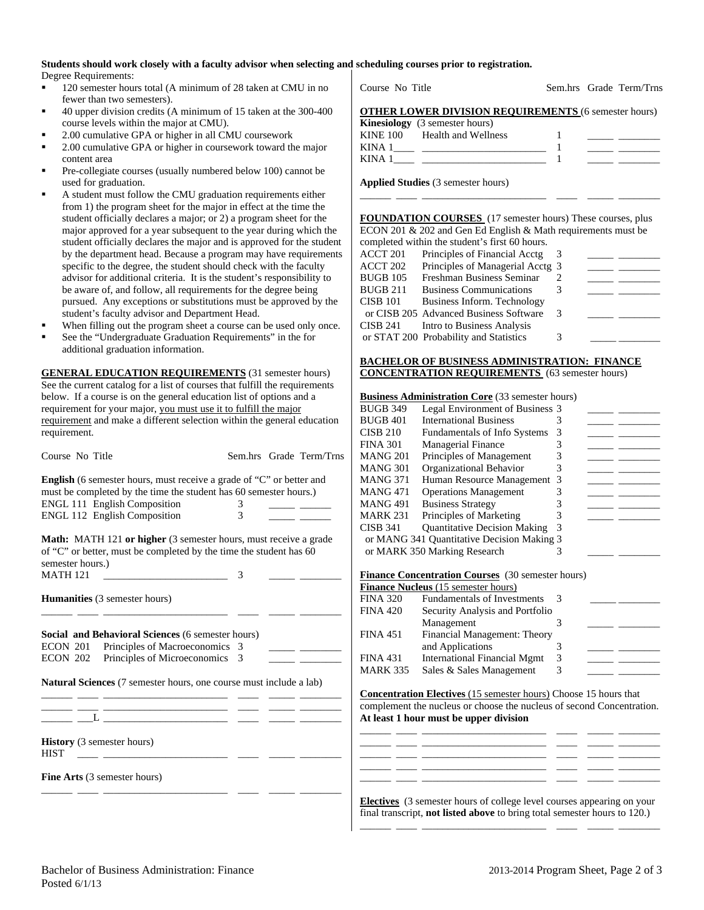**Students should work closely with a faculty advisor when selecting and scheduling courses prior to registration.**

Degree Requirements:

- 120 semester hours total (A minimum of 28 taken at CMU in no fewer than two semesters).
- 40 upper division credits (A minimum of 15 taken at the 300-400 course levels within the major at CMU).
- 2.00 cumulative GPA or higher in all CMU coursework
- 2.00 cumulative GPA or higher in coursework toward the major content area
- Pre-collegiate courses (usually numbered below 100) cannot be used for graduation.
- A student must follow the CMU graduation requirements either from 1) the program sheet for the major in effect at the time the student officially declares a major; or 2) a program sheet for the major approved for a year subsequent to the year during which the student officially declares the major and is approved for the student by the department head. Because a program may have requirements specific to the degree, the student should check with the faculty advisor for additional criteria. It is the student's responsibility to be aware of, and follow, all requirements for the degree being pursued. Any exceptions or substitutions must be approved by the student's faculty advisor and Department Head.
- When filling out the program sheet a course can be used only once.
- See the "Undergraduate Graduation Requirements" in the for additional graduation information.

**GENERAL EDUCATION REQUIREMENTS** (31 semester hours) See the current catalog for a list of courses that fulfill the requirements below. If a course is on the general education list of options and a requirement for your major, you must use it to fulfill the major requirement and make a different selection within the general education requirement.

| Course No | Title | Sem.hrs | Grade | Term/Trns |
|---|---|---|---|---|

**English** (6 semester hours, must receive a grade of "C" or better and must be completed by the time the student has 60 semester hours.)

| Course No | Title | Sem.hrs | Grade | Term/Trns |
|---|---|---|---|---|
| ENGL 111 | English Composition | 3 | | |
| ENGL 112 | English Composition | 3 | | |

**Math:** MATH 121 **or higher** (3 semester hours, must receive a grade of "C" or better, must be completed by the time the student has 60 semester hours.)

| Course No | Title | Sem.hrs | Grade | Term/Trns |
|---|---|---|---|---|
| MATH 121 | | 3 | | |

**Humanities** (3 semester hours)

| Course No | Title | Sem.hrs | Grade | Term/Trns |
|---|---|---|---|---|
| | | | | |

**Social and Behavioral Sciences** (6 semester hours)

| Course No | Title | Sem.hrs | Grade | Term/Trns |
|---|---|---|---|---|
| ECON 201 | Principles of Macroeconomics | 3 | | |
| ECON 202 | Principles of Microeconomics | 3 | | |

**Natural Sciences** (7 semester hours, one course must include a lab)

| Course No | Title | Sem.hrs | Grade | Term/Trns |
|---|---|---|---|---|
| | | | | |
| | | | | |
| L | | | | |

**History** (3 semester hours)

| Course No | Title | Sem.hrs | Grade | Term/Trns |
|---|---|---|---|---|
| HIST | | | | |

**Fine Arts** (3 semester hours)

| Course No | Title | Sem.hrs | Grade | Term/Trns |
|---|---|---|---|---|
| | | | | |

**OTHER LOWER DIVISION REQUIREMENTS** (6 semester hours)

**Kinesiology** (3 semester hours)

| Course No | Title | Sem.hrs | Grade | Term/Trns |
|---|---|---|---|---|
| KINE 100 | Health and Wellness | 1 | | |
| KINA 1____ | | 1 | | |
| KINA 1____ | | 1 | | |

**Applied Studies** (3 semester hours)

| Course No | Title | Sem.hrs | Grade | Term/Trns |
|---|---|---|---|---|
| | | | | |

**FOUNDATION COURSES** (17 semester hours) These courses, plus ECON 201 & 202 and Gen Ed English & Math requirements must be completed within the student's first 60 hours.

| Course No | Title | Sem.hrs | Grade | Term/Trns |
|---|---|---|---|---|
| ACCT 201 | Principles of Financial Acctg | 3 | | |
| ACCT 202 | Principles of Managerial Acctg | 3 | | |
| BUGB 105 | Freshman Business Seminar | 2 | | |
| BUGB 211 | Business Communications | 3 | | |
| CISB 101 or CISB 205 | Business Inform. Technology or Advanced Business Software | 3 | | |
| CISB 241 or STAT 200 | Intro to Business Analysis or Probability and Statistics | 3 | | |

**BACHELOR OF BUSINESS ADMINISTRATION: FINANCE CONCENTRATION REQUIREMENTS** (63 semester hours)

**Business Administration Core** (33 semester hours)

| Course No | Title | Sem.hrs | Grade | Term/Trns |
|---|---|---|---|---|
| BUGB 349 | Legal Environment of Business | 3 | | |
| BUGB 401 | International Business | 3 | | |
| CISB 210 | Fundamentals of Info Systems | 3 | | |
| FINA 301 | Managerial Finance | 3 | | |
| MANG 201 | Principles of Management | 3 | | |
| MANG 301 | Organizational Behavior | 3 | | |
| MANG 371 | Human Resource Management | 3 | | |
| MANG 471 | Operations Management | 3 | | |
| MANG 491 | Business Strategy | 3 | | |
| MARK 231 | Principles of Marketing | 3 | | |
| CISB 341 or MANG 341 or MARK 350 | Quantitative Decision Making or Quantitative Decision Making or Marking Research | 3 | | |

**Finance Concentration Courses** (30 semester hours)

**Finance Nucleus** (15 semester hours)

| Course No | Title | Sem.hrs | Grade | Term/Trns |
|---|---|---|---|---|
| FINA 320 | Fundamentals of Investments | 3 | | |
| FINA 420 | Security Analysis and Portfolio Management | 3 | | |
| FINA 451 | Financial Management: Theory and Applications | 3 | | |
| FINA 431 | International Financial Mgmt | 3 | | |
| MARK 335 | Sales & Sales Management | 3 | | |

**Concentration Electives** (15 semester hours) Choose 15 hours that complement the nucleus or choose the nucleus of second Concentration. **At least 1 hour must be upper division**

| Course No | Title | Sem.hrs | Grade | Term/Trns |
|---|---|---|---|---|
| | | | | |
| | | | | |
| | | | | |
| | | | | |
| | | | | |

**Electives** (3 semester hours of college level courses appearing on your final transcript, **not listed above** to bring total semester hours to 120.)

| Course No | Title | Sem.hrs | Grade | Term/Trns |
|---|---|---|---|---|
| | | | | |

Bachelor of Business Administration: Finance
Posted 6/1/13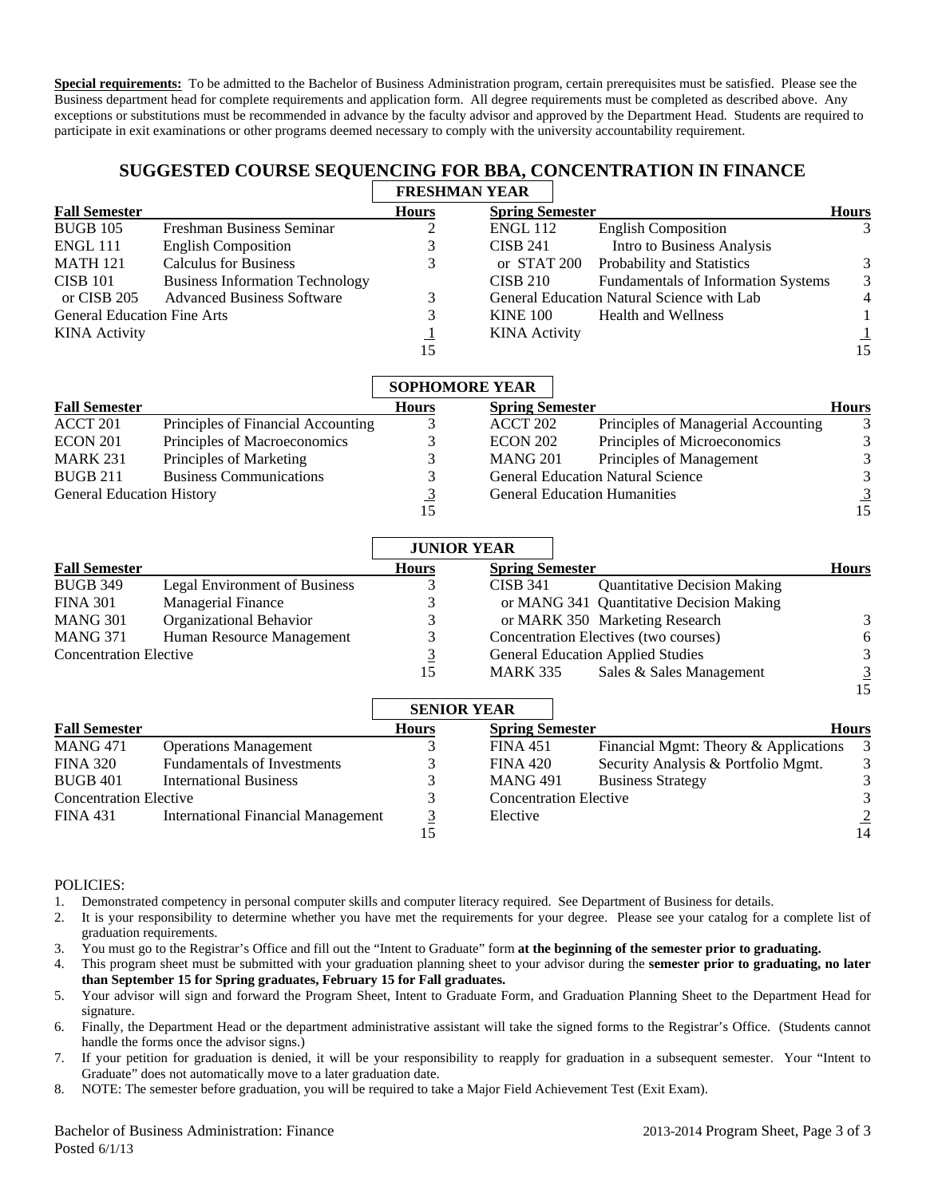**Special requirements:** To be admitted to the Bachelor of Business Administration program, certain prerequisites must be satisfied. Please see the Business department head for complete requirements and application form. All degree requirements must be completed as described above. Any exceptions or substitutions must be recommended in advance by the faculty advisor and approved by the Department Head. Students are required to participate in exit examinations or other programs deemed necessary to comply with the university accountability requirement.

## SUGGESTED COURSE SEQUENCING FOR BBA, CONCENTRATION IN FINANCE

### FRESHMAN YEAR

| Fall Semester | | Hours | Spring Semester | | Hours |
|---|---|---|---|---|---|
| BUGB 105 | Freshman Business Seminar | 2 | ENGL 112 | English Composition | 3 |
| ENGL 111 | English Composition | 3 | CISB 241 | Intro to Business Analysis | |
| MATH 121 | Calculus for Business | 3 | or STAT 200 | Probability and Statistics | 3 |
| CISB 101 | Business Information Technology | | CISB 210 | Fundamentals of Information Systems | 3 |
| or CISB 205 | Advanced Business Software | 3 | General Education Natural Science with Lab | | 4 |
| General Education Fine Arts | | 3 | KINE 100 | Health and Wellness | 1 |
| KINA Activity | | 1 | KINA Activity | | 1 |
| | | 15 | | | 15 |

### SOPHOMORE YEAR

| Fall Semester | | Hours | Spring Semester | | Hours |
|---|---|---|---|---|---|
| ACCT 201 | Principles of Financial Accounting | 3 | ACCT 202 | Principles of Managerial Accounting | 3 |
| ECON 201 | Principles of Macroeconomics | 3 | ECON 202 | Principles of Microeconomics | 3 |
| MARK 231 | Principles of Marketing | 3 | MANG 201 | Principles of Management | 3 |
| BUGB 211 | Business Communications | 3 | General Education Natural Science | | 3 |
| General Education History | | 3 | General Education Humanities | | 3 |
| | | 15 | | | 15 |

### JUNIOR YEAR

| Fall Semester | | Hours | Spring Semester | | Hours |
|---|---|---|---|---|---|
| BUGB 349 | Legal Environment of Business | 3 | CISB 341 | Quantitative Decision Making | |
| FINA 301 | Managerial Finance | 3 | or MANG 341 | Quantitative Decision Making | |
| MANG 301 | Organizational Behavior | 3 | or MARK 350 | Marketing Research | 3 |
| MANG 371 | Human Resource Management | 3 | Concentration Electives (two courses) | | 6 |
| Concentration Elective | | 3 | General Education Applied Studies | | 3 |
| | | 15 | MARK 335 | Sales & Sales Management | 3 |
| | | | | | 15 |

### SENIOR YEAR

| Fall Semester | | Hours | Spring Semester | | Hours |
|---|---|---|---|---|---|
| MANG 471 | Operations Management | 3 | FINA 451 | Financial Mgmt: Theory & Applications | 3 |
| FINA 320 | Fundamentals of Investments | 3 | FINA 420 | Security Analysis & Portfolio Mgmt. | 3 |
| BUGB 401 | International Business | 3 | MANG 491 | Business Strategy | 3 |
| Concentration Elective | | 3 | Concentration Elective | | 3 |
| FINA 431 | International Financial Management | 3 | Elective | | 2 |
| | | 15 | | | 14 |

POLICIES:

1. Demonstrated competency in personal computer skills and computer literacy required. See Department of Business for details.
2. It is your responsibility to determine whether you have met the requirements for your degree. Please see your catalog for a complete list of graduation requirements.
3. You must go to the Registrar's Office and fill out the "Intent to Graduate" form **at the beginning of the semester prior to graduating.**
4. This program sheet must be submitted with your graduation planning sheet to your advisor during the **semester prior to graduating, no later than September 15 for Spring graduates, February 15 for Fall graduates.**
5. Your advisor will sign and forward the Program Sheet, Intent to Graduate Form, and Graduation Planning Sheet to the Department Head for signature.
6. Finally, the Department Head or the department administrative assistant will take the signed forms to the Registrar's Office. (Students cannot handle the forms once the advisor signs.)
7. If your petition for graduation is denied, it will be your responsibility to reapply for graduation in a subsequent semester. Your "Intent to Graduate" does not automatically move to a later graduation date.
8. NOTE: The semester before graduation, you will be required to take a Major Field Achievement Test (Exit Exam).

Bachelor of Business Administration: Finance
Posted 6/1/13